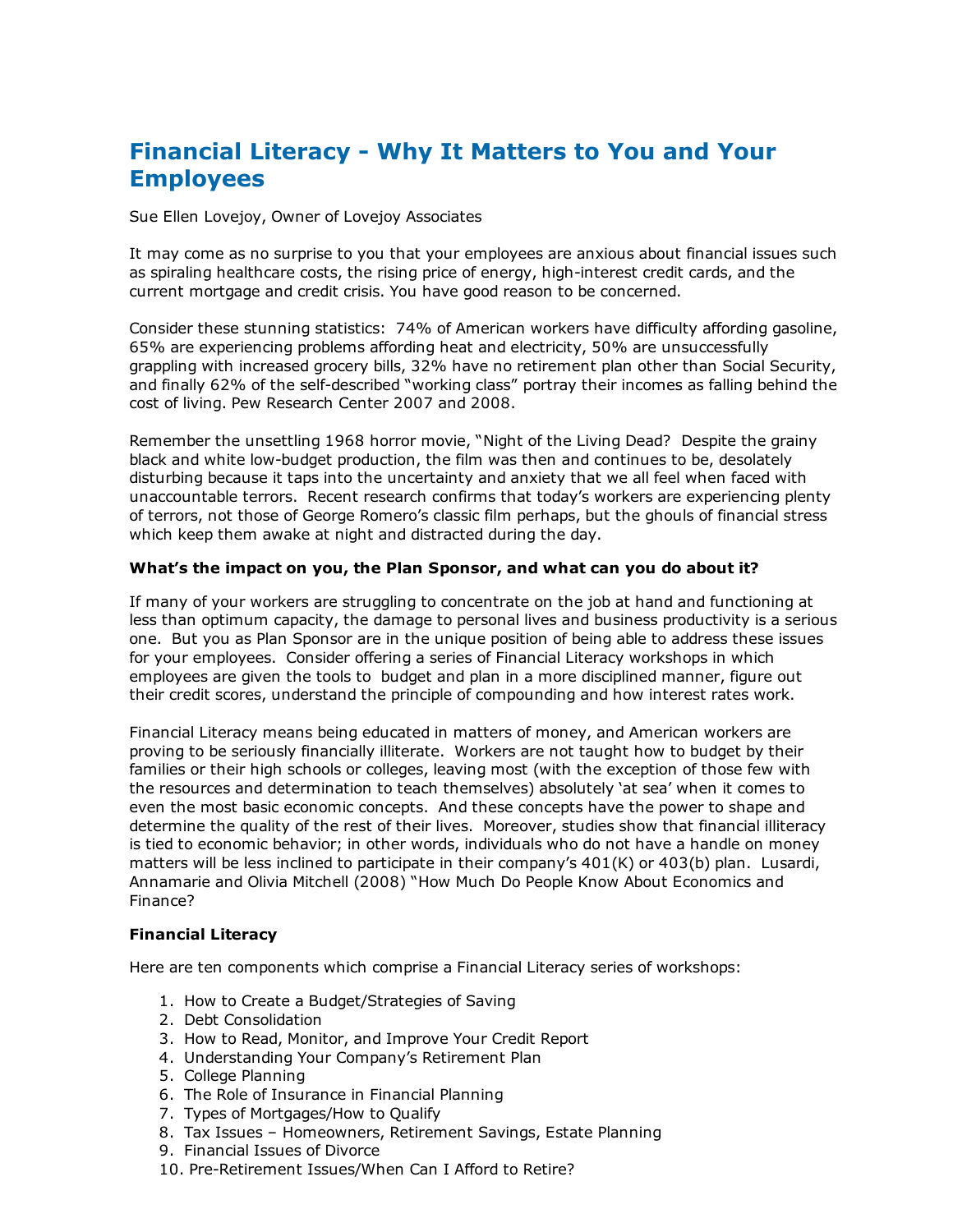# Financial Literacy - Why It Matters to You and Your Employees

Sue Ellen Lovejoy, Owner of Lovejoy Associates

It may come as no surprise to you that your employees are anxious about financial issues such as spiraling healthcare costs, the rising price of energy, high-interest credit cards, and the current mortgage and credit crisis. You have good reason to be concerned.

Consider these stunning statistics: 74% of American workers have difficulty affording gasoline, 65% are experiencing problems affording heat and electricity, 50% are unsuccessfully grappling with increased grocery bills, 32% have no retirement plan other than Social Security, and finally 62% of the self-described "working class" portray their incomes as falling behind the cost of living. Pew Research Center 2007 and 2008.

Remember the unsettling 1968 horror movie, "Night of the Living Dead? Despite the grainy black and white low-budget production, the film was then and continues to be, desolately disturbing because it taps into the uncertainty and anxiety that we all feel when faced with unaccountable terrors. Recent research confirms that today's workers are experiencing plenty of terrors, not those of George Romero's classic film perhaps, but the ghouls of financial stress which keep them awake at night and distracted during the day.

**What's the impact on you, the Plan Sponsor, and what can you do about it?**

If many of your workers are struggling to concentrate on the job at hand and functioning at less than optimum capacity, the damage to personal lives and business productivity is a serious one. But you as Plan Sponsor are in the unique position of being able to address these issues for your employees. Consider offering a series of Financial Literacy workshops in which employees are given the tools to budget and plan in a more disciplined manner, figure out their credit scores, understand the principle of compounding and how interest rates work.

Financial Literacy means being educated in matters of money, and American workers are proving to be seriously financially illiterate. Workers are not taught how to budget by their families or their high schools or colleges, leaving most (with the exception of those few with the resources and determination to teach themselves) absolutely 'at sea' when it comes to even the most basic economic concepts. And these concepts have the power to shape and determine the quality of the rest of their lives. Moreover, studies show that financial illiteracy is tied to economic behavior; in other words, individuals who do not have a handle on money matters will be less inclined to participate in their company's 401(K) or 403(b) plan. Lusardi, Annamarie and Olivia Mitchell (2008) "How Much Do People Know About Economics and Finance?

**Financial Literacy**

Here are ten components which comprise a Financial Literacy series of workshops:

1. How to Create a Budget/Strategies of Saving
2. Debt Consolidation
3. How to Read, Monitor, and Improve Your Credit Report
4. Understanding Your Company's Retirement Plan
5. College Planning
6. The Role of Insurance in Financial Planning
7. Types of Mortgages/How to Qualify
8. Tax Issues – Homeowners, Retirement Savings, Estate Planning
9. Financial Issues of Divorce
10. Pre-Retirement Issues/When Can I Afford to Retire?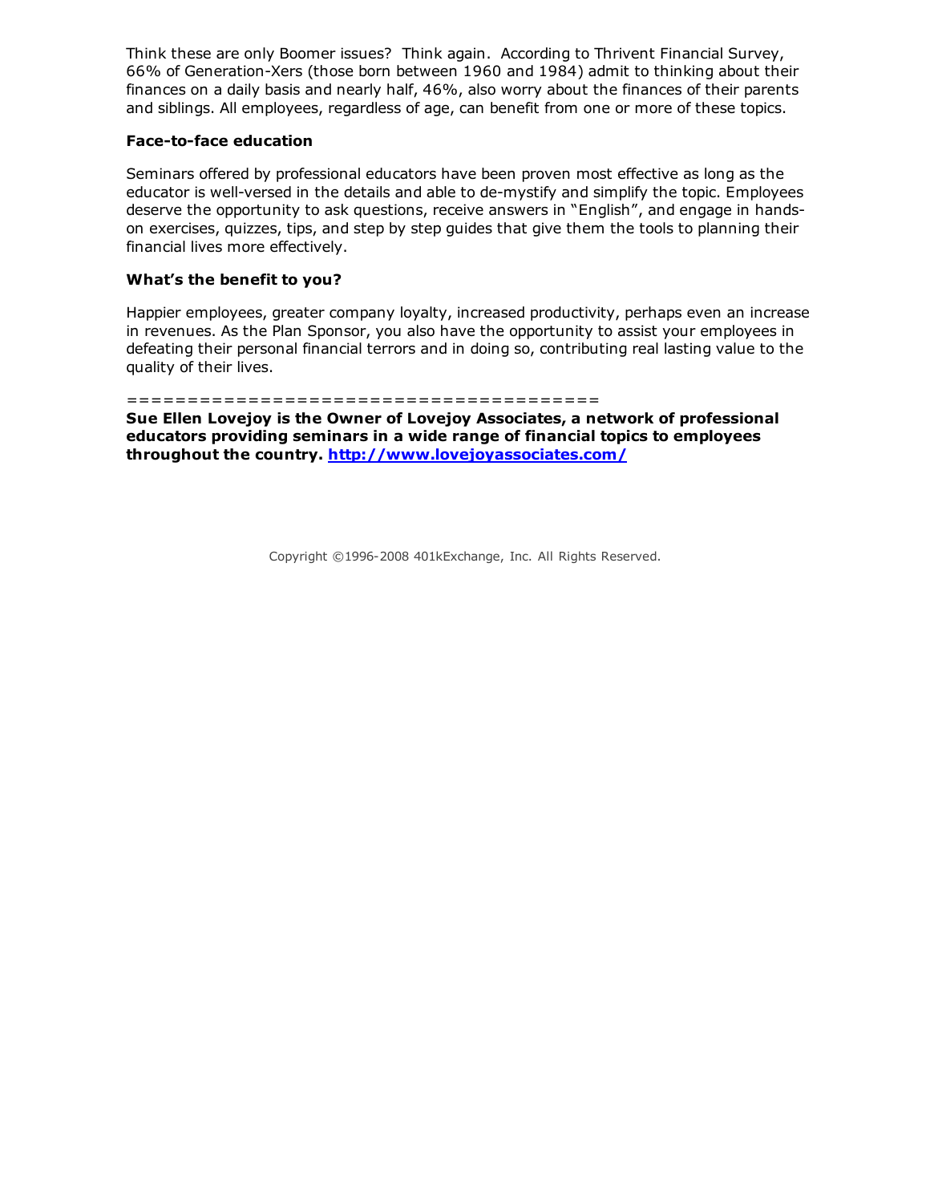Think these are only Boomer issues? Think again. According to Thrivent Financial Survey, 66% of Generation-Xers (those born between 1960 and 1984) admit to thinking about their finances on a daily basis and nearly half, 46%, also worry about the finances of their parents and siblings. All employees, regardless of age, can benefit from one or more of these topics.

**Face-to-face education**

Seminars offered by professional educators have been proven most effective as long as the educator is well-versed in the details and able to de-mystify and simplify the topic. Employees deserve the opportunity to ask questions, receive answers in "English", and engage in hands-on exercises, quizzes, tips, and step by step guides that give them the tools to planning their financial lives more effectively.

**What's the benefit to you?**

Happier employees, greater company loyalty, increased productivity, perhaps even an increase in revenues. As the Plan Sponsor, you also have the opportunity to assist your employees in defeating their personal financial terrors and in doing so, contributing real lasting value to the quality of their lives.

=======================================

**Sue Ellen Lovejoy is the Owner of Lovejoy Associates, a network of professional educators providing seminars in a wide range of financial topics to employees throughout the country. [http://www.lovejoyassociates.com/](http://www.lovejoyassociates.com/)**

Copyright ©1996-2008 401kExchange, Inc. All Rights Reserved.